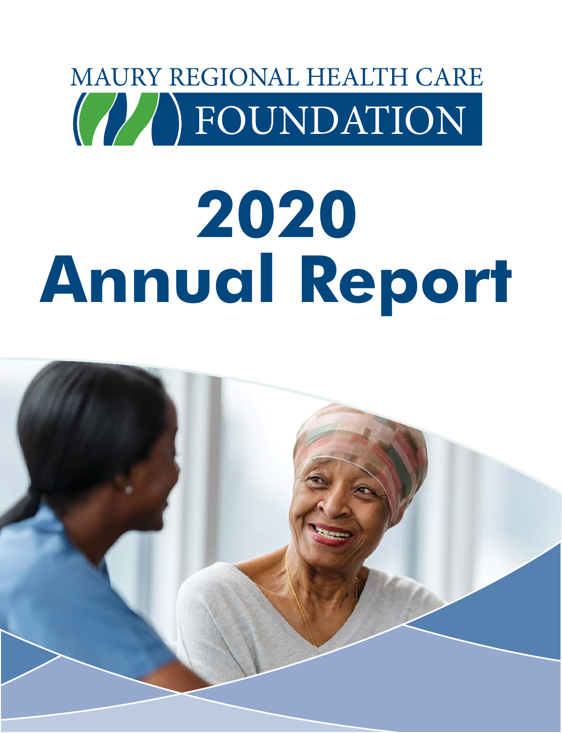MAURY REGIONAL HEALTH CARE

FOUNDATION

# 2020 Annual Report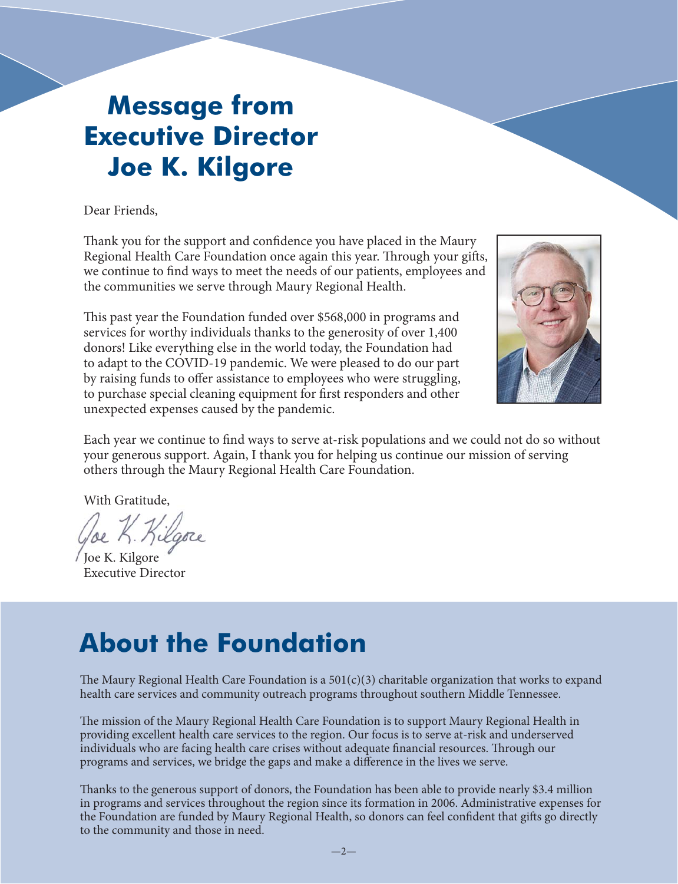# Message from Executive Director Joe K. Kilgore

Dear Friends,

Thank you for the support and confidence you have placed in the Maury Regional Health Care Foundation once again this year. Through your gifts, we continue to find ways to meet the needs of our patients, employees and the communities we serve through Maury Regional Health.

This past year the Foundation funded over $568,000 in programs and services for worthy individuals thanks to the generosity of over 1,400 donors! Like everything else in the world today, the Foundation had to adapt to the COVID-19 pandemic. We were pleased to do our part by raising funds to offer assistance to employees who were struggling, to purchase special cleaning equipment for first responders and other unexpected expenses caused by the pandemic.

Each year we continue to find ways to serve at-risk populations and we could not do so without your generous support. Again, I thank you for helping us continue our mission of serving others through the Maury Regional Health Care Foundation.

With Gratitude,

Joe K. Kilgore
Executive Director

# About the Foundation

The Maury Regional Health Care Foundation is a 501(c)(3) charitable organization that works to expand health care services and community outreach programs throughout southern Middle Tennessee.

The mission of the Maury Regional Health Care Foundation is to support Maury Regional Health in providing excellent health care services to the region. Our focus is to serve at-risk and underserved individuals who are facing health care crises without adequate financial resources. Through our programs and services, we bridge the gaps and make a difference in the lives we serve.

Thanks to the generous support of donors, the Foundation has been able to provide nearly $3.4 million in programs and services throughout the region since its formation in 2006. Administrative expenses for the Foundation are funded by Maury Regional Health, so donors can feel confident that gifts go directly to the community and those in need.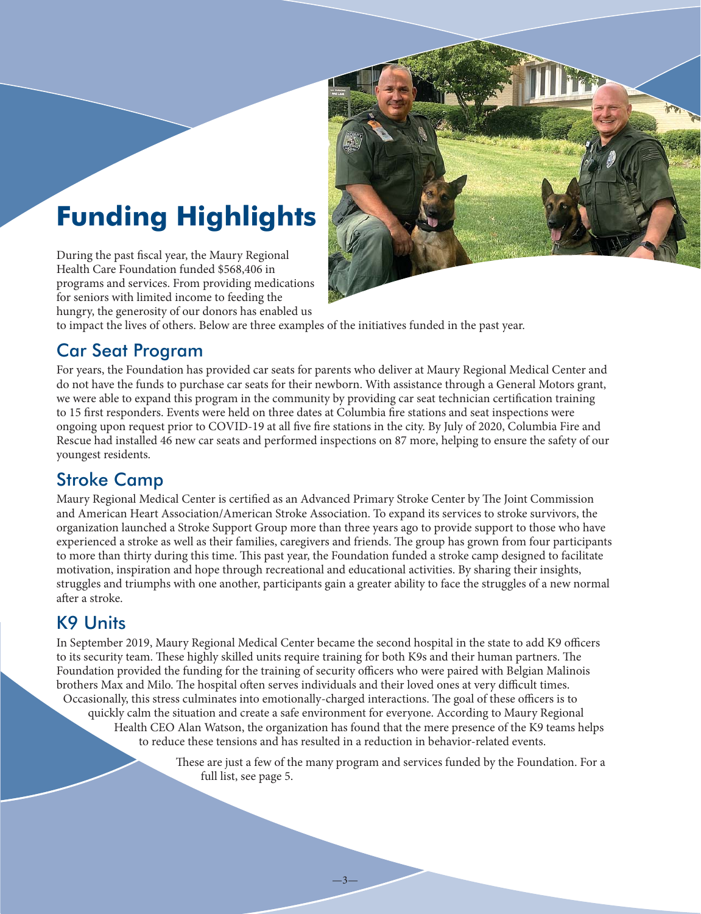# Funding Highlights

During the past fiscal year, the Maury Regional Health Care Foundation funded $568,406 in programs and services. From providing medications for seniors with limited income to feeding the hungry, the generosity of our donors has enabled us to impact the lives of others. Below are three examples of the initiatives funded in the past year.

## Car Seat Program

For years, the Foundation has provided car seats for parents who deliver at Maury Regional Medical Center and do not have the funds to purchase car seats for their newborn. With assistance through a General Motors grant, we were able to expand this program in the community by providing car seat technician certification training to 15 first responders. Events were held on three dates at Columbia fire stations and seat inspections were ongoing upon request prior to COVID-19 at all five fire stations in the city. By July of 2020, Columbia Fire and Rescue had installed 46 new car seats and performed inspections on 87 more, helping to ensure the safety of our youngest residents.

## Stroke Camp

Maury Regional Medical Center is certified as an Advanced Primary Stroke Center by The Joint Commission and American Heart Association/American Stroke Association. To expand its services to stroke survivors, the organization launched a Stroke Support Group more than three years ago to provide support to those who have experienced a stroke as well as their families, caregivers and friends. The group has grown from four participants to more than thirty during this time. This past year, the Foundation funded a stroke camp designed to facilitate motivation, inspiration and hope through recreational and educational activities. By sharing their insights, struggles and triumphs with one another, participants gain a greater ability to face the struggles of a new normal after a stroke.

## K9 Units

In September 2019, Maury Regional Medical Center became the second hospital in the state to add K9 officers to its security team. These highly skilled units require training for both K9s and their human partners. The Foundation provided the funding for the training of security officers who were paired with Belgian Malinois brothers Max and Milo. The hospital often serves individuals and their loved ones at very difficult times. Occasionally, this stress culminates into emotionally-charged interactions. The goal of these officers is to quickly calm the situation and create a safe environment for everyone. According to Maury Regional Health CEO Alan Watson, the organization has found that the mere presence of the K9 teams helps to reduce these tensions and has resulted in a reduction in behavior-related events.

These are just a few of the many program and services funded by the Foundation. For a full list, see page 5.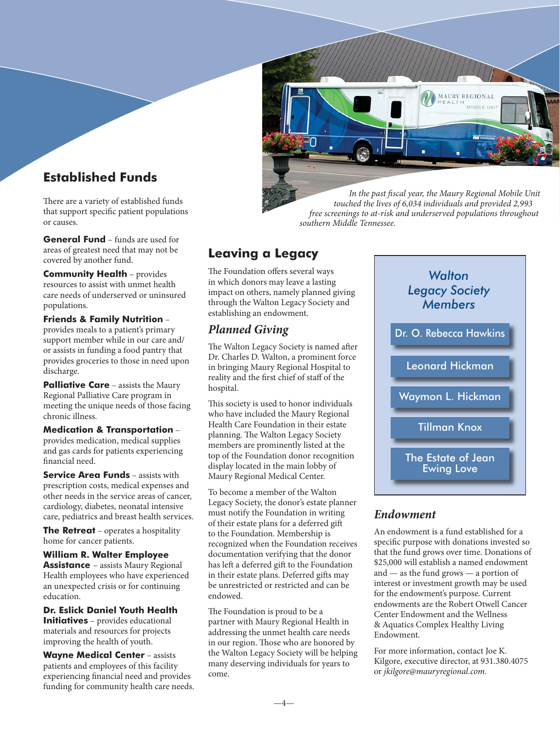## Established Funds

There are a variety of established funds that support specific patient populations or causes.

**General Fund** – funds are used for areas of greatest need that may not be covered by another fund.

**Community Health** – provides resources to assist with unmet health care needs of underserved or uninsured populations.

**Friends & Family Nutrition** – provides meals to a patient's primary support member while in our care and/or assists in funding a food pantry that provides groceries to those in need upon discharge.

**Palliative Care** – assists the Maury Regional Palliative Care program in meeting the unique needs of those facing chronic illness.

**Medication & Transportation** – provides medication, medical supplies and gas cards for patients experiencing financial need.

**Service Area Funds** – assists with prescription costs, medical expenses and other needs in the service areas of cancer, cardiology, diabetes, neonatal intensive care, pediatrics and breast health services.

**The Retreat** – operates a hospitality home for cancer patients.

**William R. Walter Employee Assistance** – assists Maury Regional Health employees who have experienced an unexpected crisis or for continuing education.

**Dr. Eslick Daniel Youth Health Initiatives** – provides educational materials and resources for projects improving the health of youth.

**Wayne Medical Center** – assists patients and employees of this facility experiencing financial need and provides funding for community health care needs.

*In the past fiscal year, the Maury Regional Mobile Unit touched the lives of 6,034 individuals and provided 2,993 free screenings to at-risk and underserved populations throughout southern Middle Tennessee.*

## Leaving a Legacy

The Foundation offers several ways in which donors may leave a lasting impact on others, namely planned giving through the Walton Legacy Society and establishing an endowment.

### *Planned Giving*

The Walton Legacy Society is named after Dr. Charles D. Walton, a prominent force in bringing Maury Regional Hospital to reality and the first chief of staff of the hospital.

This society is used to honor individuals who have included the Maury Regional Health Care Foundation in their estate planning. The Walton Legacy Society members are prominently listed at the top of the Foundation donor recognition display located in the main lobby of Maury Regional Medical Center.

To become a member of the Walton Legacy Society, the donor's estate planner must notify the Foundation in writing of their estate plans for a deferred gift to the Foundation. Membership is recognized when the Foundation receives documentation verifying that the donor has left a deferred gift to the Foundation in their estate plans. Deferred gifts may be unrestricted or restricted and can be endowed.

The Foundation is proud to be a partner with Maury Regional Health in addressing the unmet health care needs in our region. Those who are honored by the Walton Legacy Society will be helping many deserving individuals for years to come.

### *Walton Legacy Society Members*

- Dr. O. Rebecca Hawkins
- Leonard Hickman
- Waymon L. Hickman
- Tillman Knox
- The Estate of Jean Ewing Love

### *Endowment*

An endowment is a fund established for a specific purpose with donations invested so that the fund grows over time. Donations of $25,000 will establish a named endowment and — as the fund grows — a portion of interest or investment growth may be used for the endowment's purpose. Current endowments are the Robert Otwell Cancer Center Endowment and the Wellness & Aquatics Complex Healthy Living Endowment.

For more information, contact Joe K. Kilgore, executive director, at 931.380.4075 or *jkilgore@mauryregional.com*.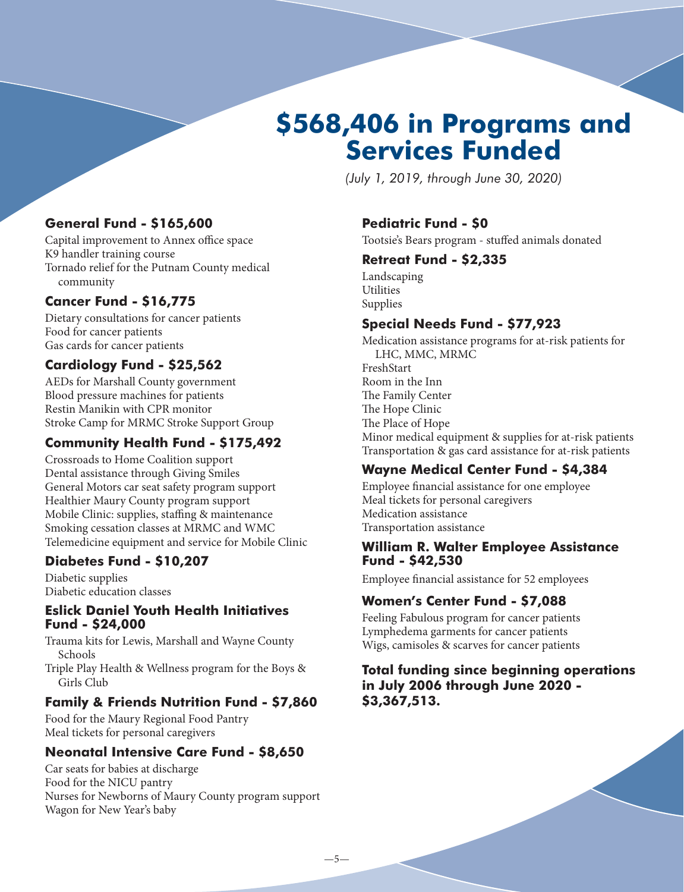# $568,406 in Programs and Services Funded

*(July 1, 2019, through June 30, 2020)*

## General Fund - $165,600

Capital improvement to Annex office space
K9 handler training course
Tornado relief for the Putnam County medical community

## Cancer Fund - $16,775

Dietary consultations for cancer patients
Food for cancer patients
Gas cards for cancer patients

## Cardiology Fund - $25,562

AEDs for Marshall County government
Blood pressure machines for patients
Restin Manikin with CPR monitor
Stroke Camp for MRMC Stroke Support Group

## Community Health Fund - $175,492

Crossroads to Home Coalition support
Dental assistance through Giving Smiles
General Motors car seat safety program support
Healthier Maury County program support
Mobile Clinic: supplies, staffing & maintenance
Smoking cessation classes at MRMC and WMC
Telemedicine equipment and service for Mobile Clinic

## Diabetes Fund - $10,207

Diabetic supplies
Diabetic education classes

## Eslick Daniel Youth Health Initiatives Fund - $24,000

Trauma kits for Lewis, Marshall and Wayne County Schools
Triple Play Health & Wellness program for the Boys & Girls Club

## Family & Friends Nutrition Fund - $7,860

Food for the Maury Regional Food Pantry
Meal tickets for personal caregivers

## Neonatal Intensive Care Fund - $8,650

Car seats for babies at discharge
Food for the NICU pantry
Nurses for Newborns of Maury County program support
Wagon for New Year's baby

## Pediatric Fund - $0

Tootsie's Bears program - stuffed animals donated

## Retreat Fund - $2,335

Landscaping
Utilities
Supplies

## Special Needs Fund - $77,923

Medication assistance programs for at-risk patients for LHC, MMC, MRMC
FreshStart
Room in the Inn
The Family Center
The Hope Clinic
The Place of Hope
Minor medical equipment & supplies for at-risk patients
Transportation & gas card assistance for at-risk patients

## Wayne Medical Center Fund - $4,384

Employee financial assistance for one employee
Meal tickets for personal caregivers
Medication assistance
Transportation assistance

## William R. Walter Employee Assistance Fund - $42,530

Employee financial assistance for 52 employees

## Women's Center Fund - $7,088

Feeling Fabulous program for cancer patients
Lymphedema garments for cancer patients
Wigs, camisoles & scarves for cancer patients

**Total funding since beginning operations in July 2006 through June 2020 - $3,367,513.**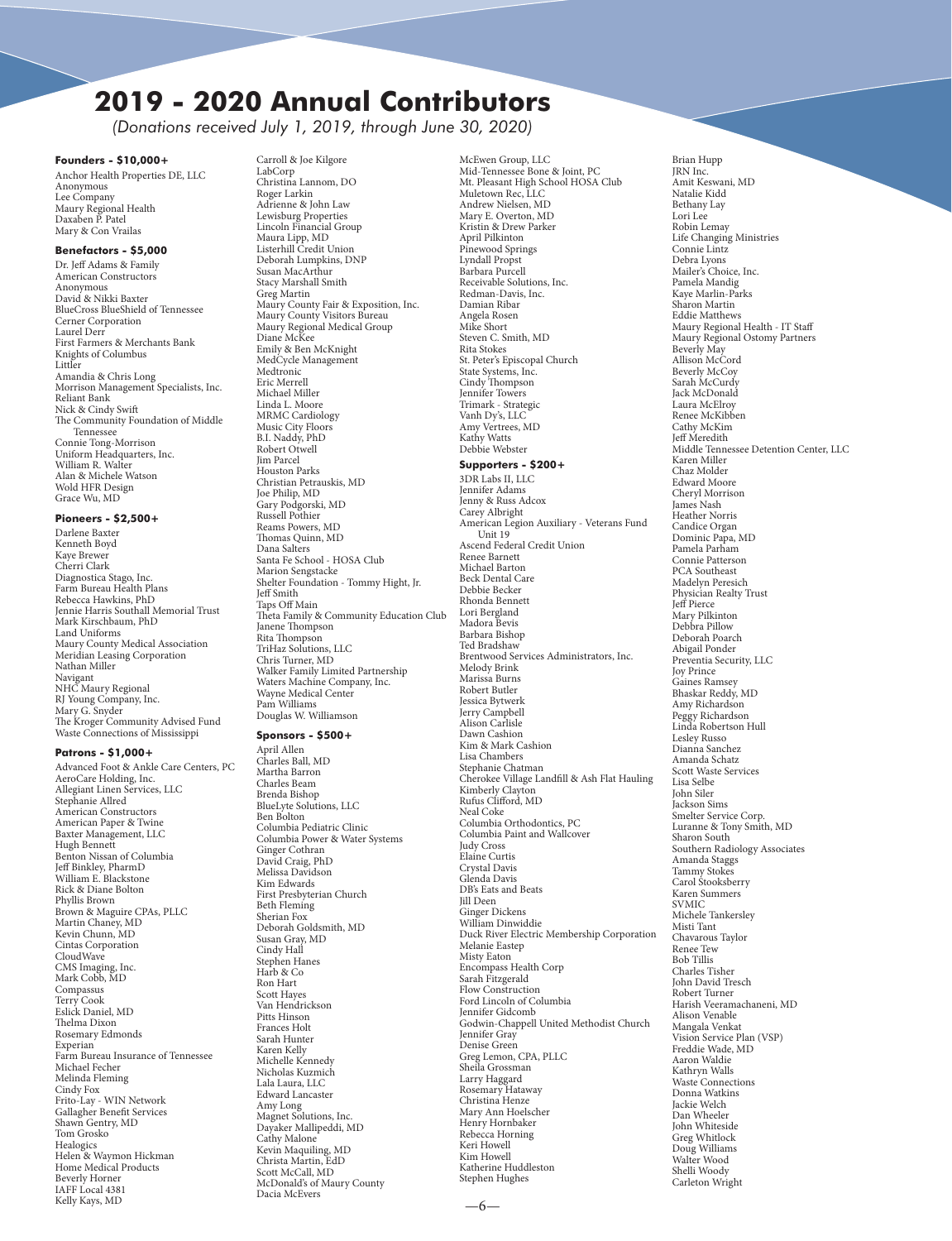# 2019 - 2020 Annual Contributors

*(Donations received July 1, 2019, through June 30, 2020)*

**Founders - $10,000+**

Anchor Health Properties DE, LLC
Anonymous
Lee Company
Maury Regional Health
Daxaben P. Patel
Mary & Con Vrailas

**Benefactors - $5,000**

Dr. Jeff Adams & Family
American Constructors
Anonymous
David & Nikki Baxter
BlueCross BlueShield of Tennessee
Cerner Corporation
Laurel Derr
First Farmers & Merchants Bank
Knights of Columbus
Littler
Amandia & Chris Long
Morrison Management Specialists, Inc.
Reliant Bank
Nick & Cindy Swift
The Community Foundation of Middle Tennessee
Connie Tong-Morrison
Uniform Headquarters, Inc.
William R. Walter
Alan & Michele Watson
Wold HFR Design
Grace Wu, MD

**Pioneers - $2,500+**

Darlene Baxter
Kenneth Boyd
Kaye Brewer
Cherri Clark
Diagnostica Stago, Inc.
Farm Bureau Health Plans
Rebecca Hawkins, PhD
Jennie Harris Southall Memorial Trust
Mark Kirschbaum, PhD
Land Uniforms
Maury County Medical Association
Meridian Leasing Corporation
Nathan Miller
Navigant
NHC Maury Regional
RJ Young Company, Inc.
Mary G. Snyder
The Kroger Community Advised Fund
Waste Connections of Mississippi

**Patrons - $1,000+**

Advanced Foot & Ankle Care Centers, PC
AeroCare Holding, Inc.
Allegiant Linen Services, LLC
Stephanie Allred
American Constructors
American Paper & Twine
Baxter Management, LLC
Hugh Bennett
Benton Nissan of Columbia
Jeff Binkley, PharmD
William E. Blackstone
Rick & Diane Bolton
Phyllis Brown
Brown & Maguire CPAs, PLLC
Martin Chaney, MD
Kevin Chunn, MD
Cintas Corporation
CloudWave
CMS Imaging, Inc.
Mark Cobb, MD
Compassus
Terry Cook
Eslick Daniel, MD
Thelma Dixon
Rosemary Edmonds
Experian
Farm Bureau Insurance of Tennessee
Michael Fecher
Melinda Fleming
Cindy Fox
Frito-Lay - WIN Network
Gallagher Benefit Services
Shawn Gentry, MD
Tom Grosko
Healogics
Helen & Waymon Hickman
Home Medical Products
Beverly Horner
IAFF Local 4381
Kelly Kays, MD
Carroll & Joe Kilgore
LabCorp
Christina Lannom, DO
Roger Larkin
Adrienne & John Law
Lewisburg Properties
Lincoln Financial Group
Maura Lipp, MD
Listerhill Credit Union
Deborah Lumpkins, DNP
Susan MacArthur
Stacy Marshall Smith
Greg Martin
Maury County Fair & Exposition, Inc.
Maury County Visitors Bureau
Maury Regional Medical Group
Diane McKee
Emily & Ben McKnight
MedCycle Management
Medtronic
Eric Merrell
Michael Miller
Linda L. Moore
MRMC Cardiology
Music City Floors
B.I. Naddy, PhD
Robert Otwell
Jim Parcel
Houston Parks
Christian Petrauskis, MD
Joe Philip, MD
Gary Podgorski, MD
Russell Pothier
Reams Powers, MD
Thomas Quinn, MD
Dana Salters
Santa Fe School - HOSA Club
Marion Sengstacke
Shelter Foundation - Tommy Hight, Jr.
Jeff Smith
Taps Off Main
Theta Family & Community Education Club
Janene Thompson
Rita Thompson
TriHaz Solutions, LLC
Chris Turner, MD
Walker Family Limited Partnership
Waters Machine Company, Inc.
Wayne Medical Center
Pam Williams
Douglas W. Williamson

**Sponsors - $500+**

April Allen
Charles Ball, MD
Martha Barron
Charles Beam
Brenda Bishop
BlueLyte Solutions, LLC
Ben Bolton
Columbia Pediatric Clinic
Columbia Power & Water Systems
Ginger Cothran
David Craig, PhD
Melissa Davidson
Kim Edwards
First Presbyterian Church
Beth Fleming
Sherian Fox
Deborah Goldsmith, MD
Susan Gray, MD
Cindy Hall
Stephen Hanes
Harb & Co
Ron Hart
Scott Hayes
Van Hendrickson
Pitts Hinson
Frances Holt
Sarah Hunter
Karen Kelly
Michelle Kennedy
Nicholas Kuzmich
Lala Laura, LLC
Edward Lancaster
Amy Long
Magnet Solutions, Inc.
Dayaker Mallipeddi, MD
Cathy Malone
Kevin Maquiling, MD
Christa Martin, EdD
Scott McCall, MD
McDonald's of Maury County
Dacia McEvers
McEwen Group, LLC
Mid-Tennessee Bone & Joint, PC
Mt. Pleasant High School HOSA Club
Muletown Rec, LLC
Andrew Nielsen, MD
Mary E. Overton, MD
Kristin & Drew Parker
April Pilkinton
Pinewood Springs
Lyndall Propst
Barbara Purcell
Receivable Solutions, Inc.
Redman-Davis, Inc.
Damian Ribar
Angela Rosen
Mike Short
Steven C. Smith, MD
Rita Stokes
St. Peter's Episcopal Church
State Systems, Inc.
Cindy Thompson
Jennifer Towers
Trimark - Strategic
Vanh Dy's, LLC
Amy Vertrees, MD
Kathy Watts
Debbie Webster

**Supporters - $200+**

3DR Labs II, LLC
Jennifer Adams
Jenny & Russ Adcox
Carey Albright
American Legion Auxiliary - Veterans Fund Unit 19
Ascend Federal Credit Union
Renee Barnett
Michael Barton
Beck Dental Care
Debbie Becker
Rhonda Bennett
Lori Bergland
Madora Bevis
Barbara Bishop
Ted Bradshaw
Brentwood Services Administrators, Inc.
Melody Brink
Marissa Burns
Robert Butler
Jessica Bytwerk
Jerry Campbell
Alison Carlisle
Dawn Cashion
Kim & Mark Cashion
Lisa Chambers
Stephanie Chatman
Cherokee Village Landfill & Ash Flat Hauling
Kimberly Clayton
Rufus Clifford, MD
Neal Coke
Columbia Orthodontics, PC
Columbia Paint and Wallcover
Judy Cross
Elaine Curtis
Crystal Davis
Glenda Davis
DB's Eats and Beats
Jill Deen
Ginger Dickens
William Dinwiddie
Duck River Electric Membership Corporation
Melanie Eastep
Misty Eaton
Encompass Health Corp
Sarah Fitzgerald
Flow Construction
Ford Lincoln of Columbia
Jennifer Gidcomb
Godwin-Chappell United Methodist Church
Jennifer Gray
Denise Green
Greg Lemon, CPA, PLLC
Sheila Grossman
Larry Haggard
Rosemary Hataway
Christina Henze
Mary Ann Hoelscher
Henry Hornbaker
Rebecca Horning
Keri Howell
Kim Howell
Katherine Huddleston
Stephen Hughes
Brian Hupp
JRN Inc.
Amit Keswani, MD
Natalie Kidd
Bethany Lay
Lori Lee
Robin Lemay
Life Changing Ministries
Connie Lintz
Debra Lyons
Mailer's Choice, Inc.
Pamela Mandig
Kaye Marlin-Parks
Sharon Martin
Eddie Matthews
Maury Regional Health - IT Staff
Maury Regional Ostomy Partners
Beverly May
Allison McCord
Beverly McCoy
Sarah McCurdy
Jack McDonald
Laura McElroy
Renee McKibben
Cathy McKim
Jeff Meredith
Middle Tennessee Detention Center, LLC
Karen Miller
Chaz Molder
Edward Moore
Cheryl Morrison
James Nash
Heather Norris
Candice Organ
Dominic Papa, MD
Pamela Parham
Connie Patterson
PCA Southeast
Madelyn Peresich
Physician Realty Trust
Jeff Pierce
Mary Pilkinton
Debbra Pillow
Deborah Poarch
Abigail Ponder
Preventia Security, LLC
Joy Prince
Gaines Ramsey
Bhaskar Reddy, MD
Amy Richardson
Peggy Richardson
Linda Robertson Hull
Lesley Russo
Dianna Sanchez
Amanda Schatz
Scott Waste Services
Lisa Selbe
John Siler
Jackson Sims
Smelter Service Corp.
Luranne & Tony Smith, MD
Sharon South
Southern Radiology Associates
Amanda Staggs
Tammy Stokes
Carol Stooksberry
Karen Summers
SVMIC
Michele Tankersley
Misti Tant
Chavarous Taylor
Renee Tew
Bob Tillis
Charles Tisher
John David Tresch
Robert Turner
Harish Veeramachaneni, MD
Alison Venable
Mangala Venkat
Vision Service Plan (VSP)
Freddie Wade, MD
Aaron Waldie
Kathryn Walls
Waste Connections
Donna Watkins
Jackie Welch
Dan Wheeler
John Whiteside
Greg Whitlock
Doug Williams
Walter Wood
Shelli Woody
Carleton Wright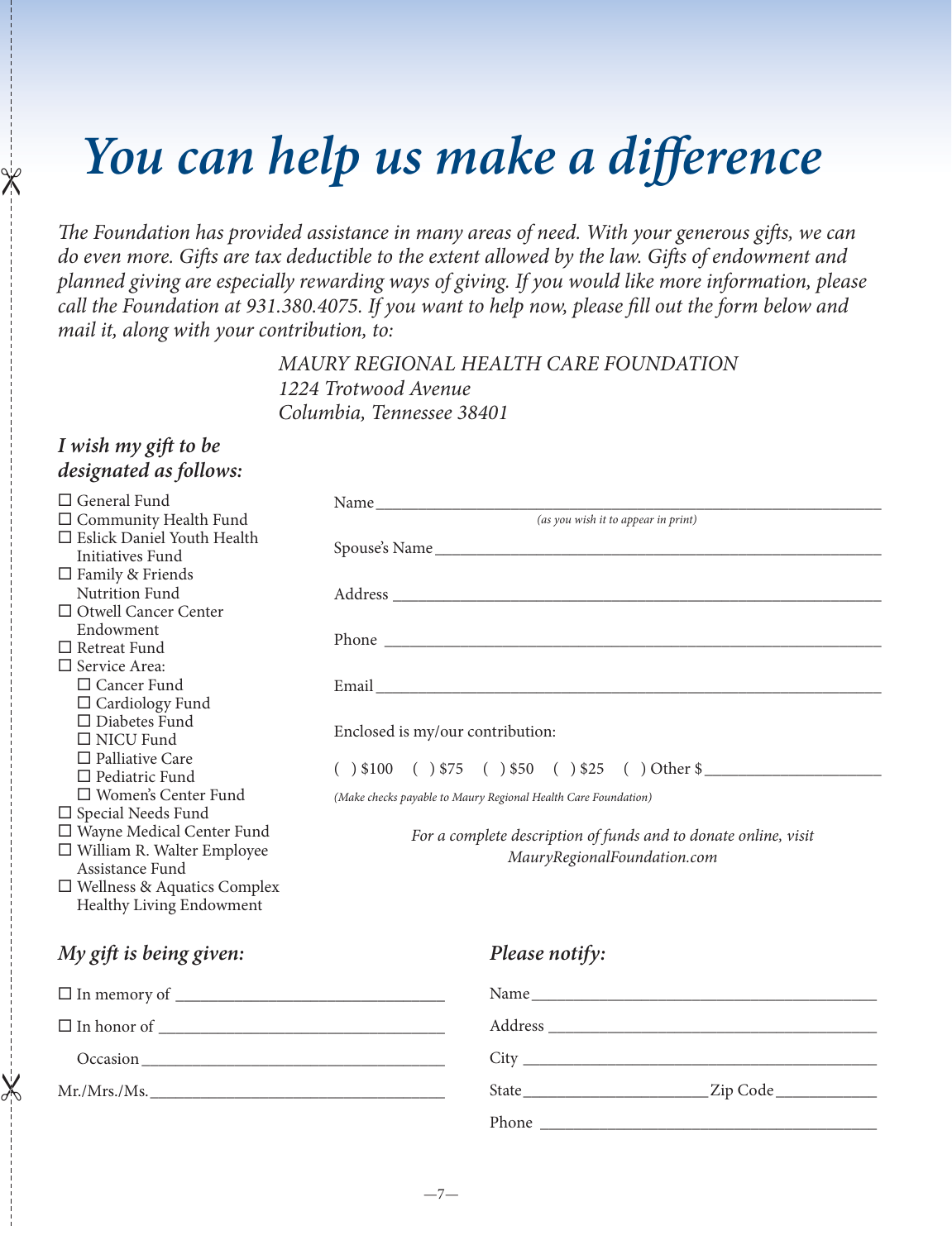# *You can help us make a difference*

*The Foundation has provided assistance in many areas of need. With your generous gifts, we can do even more. Gifts are tax deductible to the extent allowed by the law. Gifts of endowment and planned giving are especially rewarding ways of giving. If you would like more information, please call the Foundation at 931.380.4075. If you want to help now, please fill out the form below and mail it, along with your contribution, to:*

*MAURY REGIONAL HEALTH CARE FOUNDATION*
*1224 Trotwood Avenue*
*Columbia, Tennessee 38401*

### *I wish my gift to be designated as follows:*

- ☐ General Fund
- ☐ Community Health Fund
- ☐ Eslick Daniel Youth Health Initiatives Fund
- ☐ Family & Friends Nutrition Fund
- ☐ Otwell Cancer Center Endowment
- ☐ Retreat Fund
- ☐ Service Area:
  - ☐ Cancer Fund
  - ☐ Cardiology Fund
  - ☐ Diabetes Fund
  - ☐ NICU Fund
  - ☐ Palliative Care
  - ☐ Pediatric Fund
  - ☐ Women's Center Fund
- ☐ Special Needs Fund
- ☐ Wayne Medical Center Fund
- ☐ William R. Walter Employee Assistance Fund
- ☐ Wellness & Aquatics Complex Healthy Living Endowment

Name ____________________________________________
*(as you wish it to appear in print)*

Spouse's Name ____________________________________________

Address ____________________________________________

Phone ____________________________________________

Email ____________________________________________

Enclosed is my/our contribution:

( ) $100 ( ) $75 ( ) $50 ( ) $25 ( ) Other $ ______________

*(Make checks payable to Maury Regional Health Care Foundation)*

*For a complete description of funds and to donate online, visit MauryRegionalFoundation.com*

### *My gift is being given:*

☐ In memory of ______________________

☐ In honor of ______________________

Occasion ______________________

Mr./Mrs./Ms. ______________________

### *Please notify:*

Name ______________________

Address ______________________

City ______________________

State ______________ Zip Code __________

Phone ______________________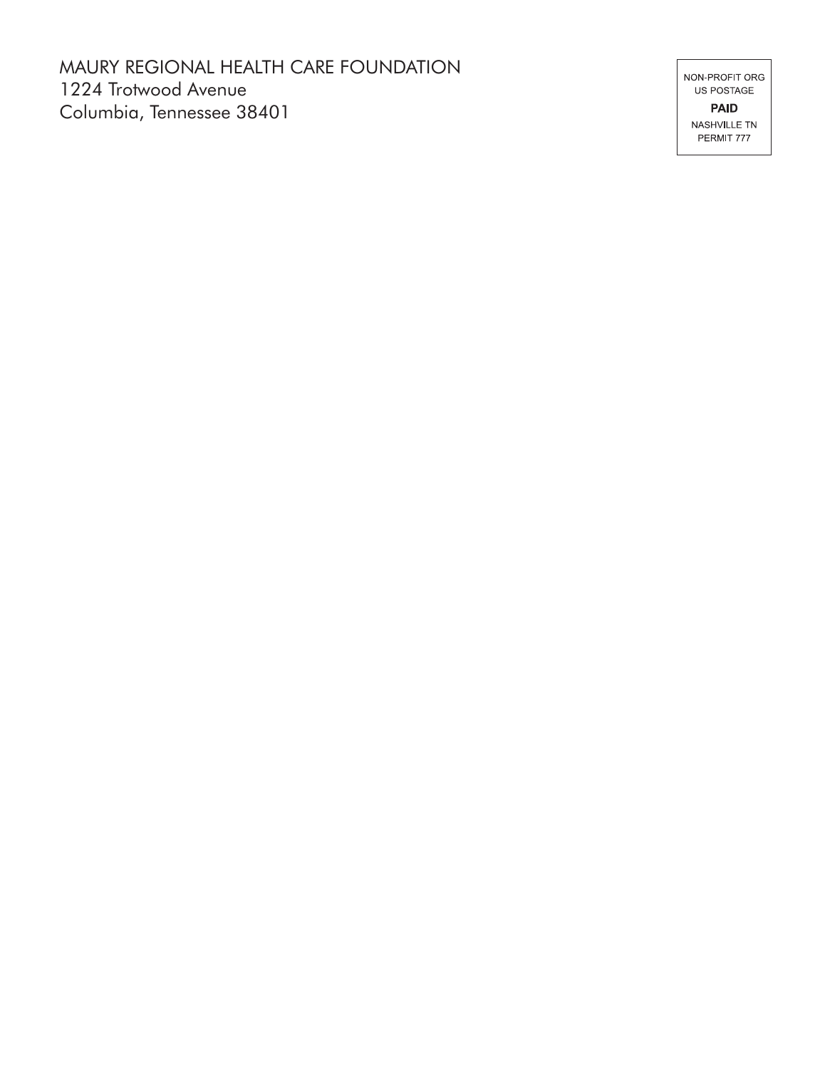MAURY REGIONAL HEALTH CARE FOUNDATION
1224 Trotwood Avenue
Columbia, Tennessee 38401

NON-PROFIT ORG
US POSTAGE
**PAID**
NASHVILLE TN
PERMIT 777